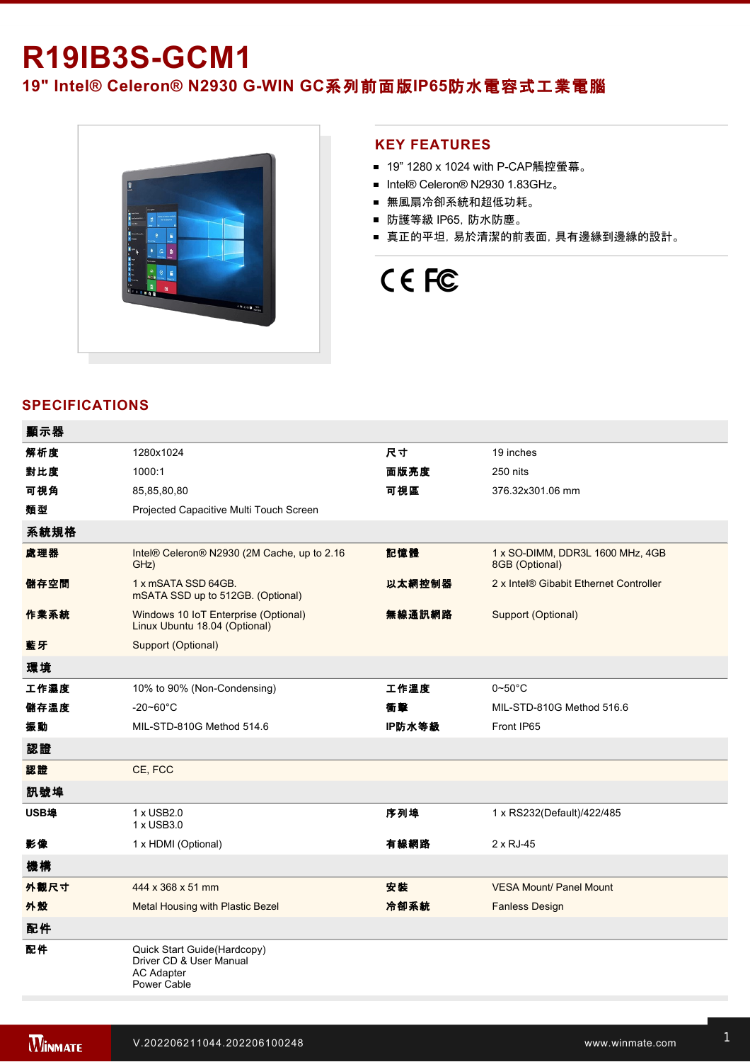# R19IB3S-GCM1

## 19" Intel® Celeron® N2930 G-WIN GC系列前面版IP65防水電容式工業電腦

## KEY FEATURES

- 19" 1280 x 1024 with P-CAP觸控螢幕。
- Intel® Celeron® N2930 1.83GHz。
- 無風扇冷卻系統和超低功耗。
- 防護等級 IP65, 防水防塵。
- 真正的平坦, 易於清潔的前表面, 具有邊緣到邊緣的設計。

## SPECIFICATIONS

| 顯示器 | | | |
|---|---|---|---|
| 解析度 | 1280x1024 | 尺寸 | 19 inches |
| 對比度 | 1000:1 | 面版亮度 | 250 nits |
| 可視角 | 85,85,80,80 | 可視區 | 376.32x301.06 mm |
| 類型 | Projected Capacitive Multi Touch Screen | | |
| **系統規格** | | | |
| 處理器 | Intel® Celeron® N2930 (2M Cache, up to 2.16 GHz) | 記憶體 | 1 x SO-DIMM, DDR3L 1600 MHz, 4GB<br>8GB (Optional) |
| 儲存空間 | 1 x mSATA SSD 64GB.<br>mSATA SSD up to 512GB. (Optional) | 以太網控制器 | 2 x Intel® Gibabit Ethernet Controller |
| 作業系統 | Windows 10 IoT Enterprise (Optional)<br>Linux Ubuntu 18.04 (Optional) | 無線通訊網路 | Support (Optional) |
| 藍牙 | Support (Optional) | | |
| **環境** | | | |
| 工作濕度 | 10% to 90% (Non-Condensing) | 工作溫度 | 0~50°C |
| 儲存溫度 | -20~60°C | 衝擊 | MIL-STD-810G Method 516.6 |
| 振動 | MIL-STD-810G Method 514.6 | IP防水等級 | Front IP65 |
| **認證** | | | |
| 認證 | CE, FCC | | |
| **訊號埠** | | | |
| USB埠 | 1 x USB2.0<br>1 x USB3.0 | 序列埠 | 1 x RS232(Default)/422/485 |
| 影像 | 1 x HDMI (Optional) | 有線網路 | 2 x RJ-45 |
| **機構** | | | |
| 外觀尺寸 | 444 x 368 x 51 mm | 安裝 | VESA Mount/ Panel Mount |
| 外殼 | Metal Housing with Plastic Bezel | 冷卻系統 | Fanless Design |
| **配件** | | | |
| 配件 | Quick Start Guide(Hardcopy)<br>Driver CD & User Manual<br>AC Adapter<br>Power Cable | | |

V.202206211044.202206100248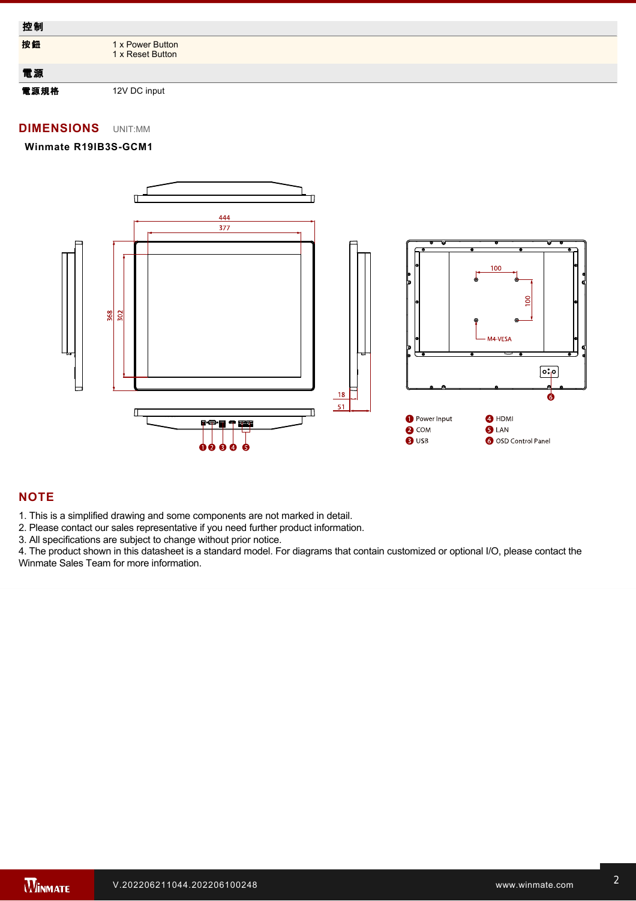| | |
|---|---|
| **控制** | |
| **按鈕** | 1 x Power Button<br>1 x Reset Button |
| **電源** | |
| **電源規格** | 12V DC input |

## DIMENSIONS UNIT:MM

**Winmate R19IB3S-GCM1**

444
377
368
302
18
51
100
100
M4-VESA

1 Power Input
2 COM
3 USB
4 HDMI
5 LAN
6 OSD Control Panel

## NOTE

1. This is a simplified drawing and some components are not marked in detail.
2. Please contact our sales representative if you need further product information.
3. All specifications are subject to change without prior notice.
4. The product shown in this datasheet is a standard model. For diagrams that contain customized or optional I/O, please contact the Winmate Sales Team for more information.